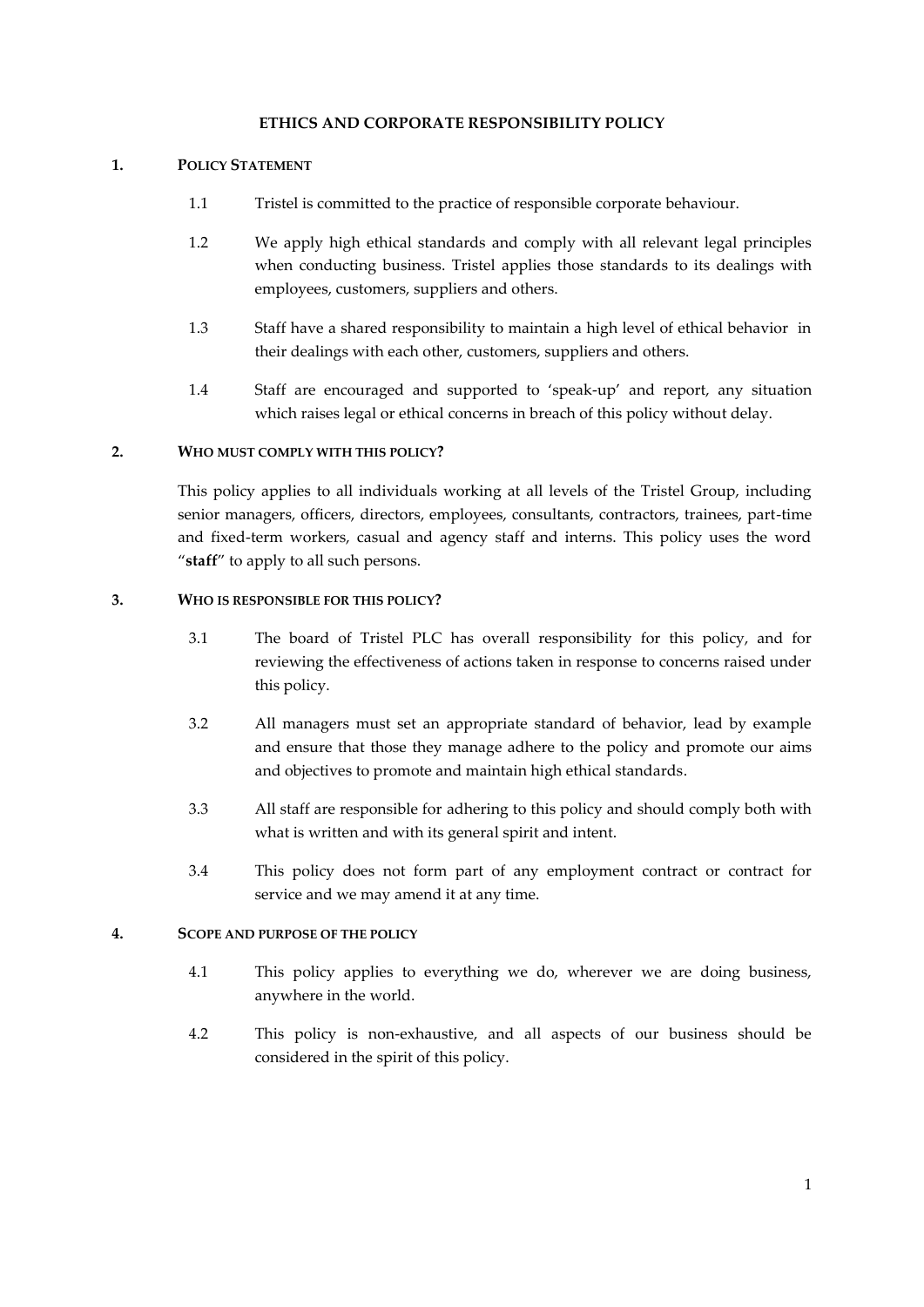# ETHICS AND CORPORATE RESPONSIBILITY POLICY

## 1. POLICY STATEMENT

1.1 Tristel is committed to the practice of responsible corporate behaviour.

1.2 We apply high ethical standards and comply with all relevant legal principles when conducting business. Tristel applies those standards to its dealings with employees, customers, suppliers and others.

1.3 Staff have a shared responsibility to maintain a high level of ethical behavior in their dealings with each other, customers, suppliers and others.

1.4 Staff are encouraged and supported to 'speak-up' and report, any situation which raises legal or ethical concerns in breach of this policy without delay.

## 2. WHO MUST COMPLY WITH THIS POLICY?

This policy applies to all individuals working at all levels of the Tristel Group, including senior managers, officers, directors, employees, consultants, contractors, trainees, part-time and fixed-term workers, casual and agency staff and interns. This policy uses the word "**staff**" to apply to all such persons.

## 3. WHO IS RESPONSIBLE FOR THIS POLICY?

3.1 The board of Tristel PLC has overall responsibility for this policy, and for reviewing the effectiveness of actions taken in response to concerns raised under this policy.

3.2 All managers must set an appropriate standard of behavior, lead by example and ensure that those they manage adhere to the policy and promote our aims and objectives to promote and maintain high ethical standards.

3.3 All staff are responsible for adhering to this policy and should comply both with what is written and with its general spirit and intent.

3.4 This policy does not form part of any employment contract or contract for service and we may amend it at any time.

## 4. SCOPE AND PURPOSE OF THE POLICY

4.1 This policy applies to everything we do, wherever we are doing business, anywhere in the world.

4.2 This policy is non-exhaustive, and all aspects of our business should be considered in the spirit of this policy.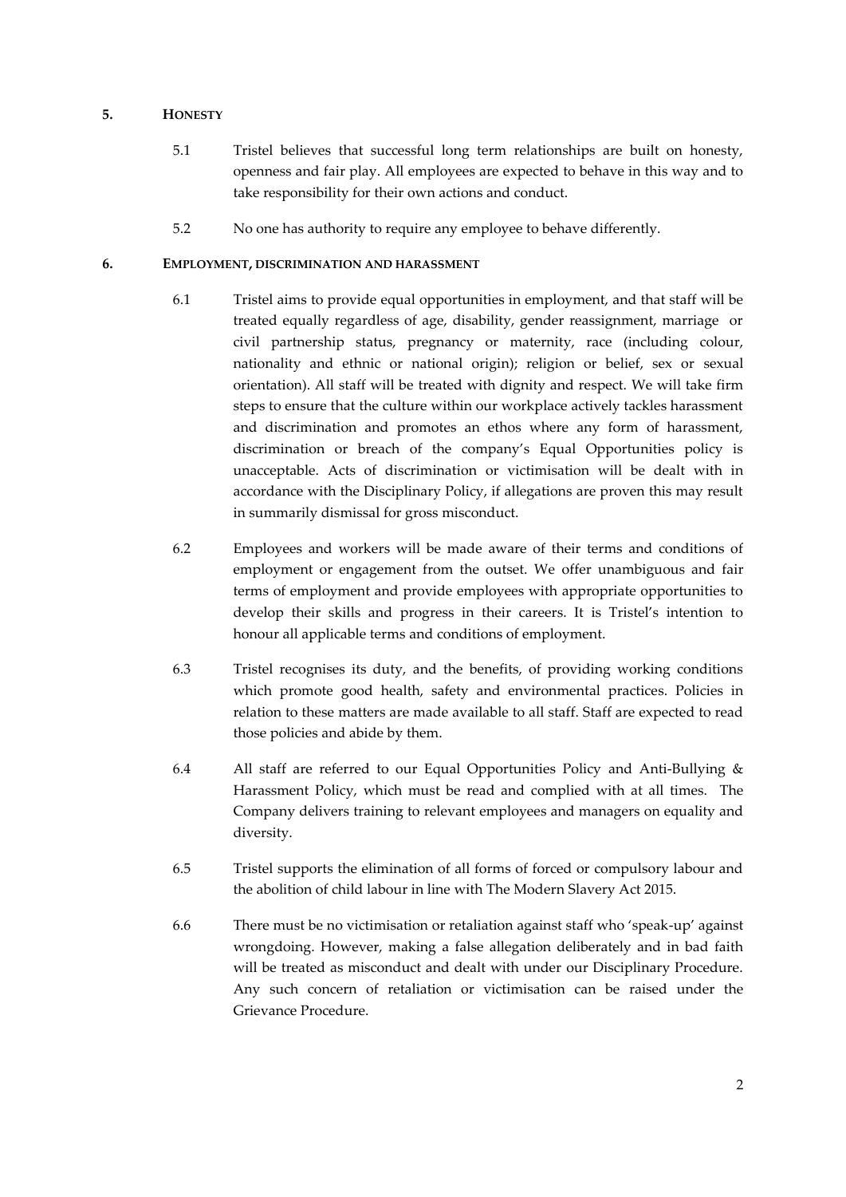## 5. HONESTY

5.1 Tristel believes that successful long term relationships are built on honesty, openness and fair play. All employees are expected to behave in this way and to take responsibility for their own actions and conduct.

5.2 No one has authority to require any employee to behave differently.

## 6. EMPLOYMENT, DISCRIMINATION AND HARASSMENT

6.1 Tristel aims to provide equal opportunities in employment, and that staff will be treated equally regardless of age, disability, gender reassignment, marriage or civil partnership status, pregnancy or maternity, race (including colour, nationality and ethnic or national origin); religion or belief, sex or sexual orientation). All staff will be treated with dignity and respect. We will take firm steps to ensure that the culture within our workplace actively tackles harassment and discrimination and promotes an ethos where any form of harassment, discrimination or breach of the company's Equal Opportunities policy is unacceptable. Acts of discrimination or victimisation will be dealt with in accordance with the Disciplinary Policy, if allegations are proven this may result in summarily dismissal for gross misconduct.

6.2 Employees and workers will be made aware of their terms and conditions of employment or engagement from the outset. We offer unambiguous and fair terms of employment and provide employees with appropriate opportunities to develop their skills and progress in their careers. It is Tristel's intention to honour all applicable terms and conditions of employment.

6.3 Tristel recognises its duty, and the benefits, of providing working conditions which promote good health, safety and environmental practices. Policies in relation to these matters are made available to all staff. Staff are expected to read those policies and abide by them.

6.4 All staff are referred to our Equal Opportunities Policy and Anti-Bullying & Harassment Policy, which must be read and complied with at all times. The Company delivers training to relevant employees and managers on equality and diversity.

6.5 Tristel supports the elimination of all forms of forced or compulsory labour and the abolition of child labour in line with The Modern Slavery Act 2015.

6.6 There must be no victimisation or retaliation against staff who 'speak-up' against wrongdoing. However, making a false allegation deliberately and in bad faith will be treated as misconduct and dealt with under our Disciplinary Procedure. Any such concern of retaliation or victimisation can be raised under the Grievance Procedure.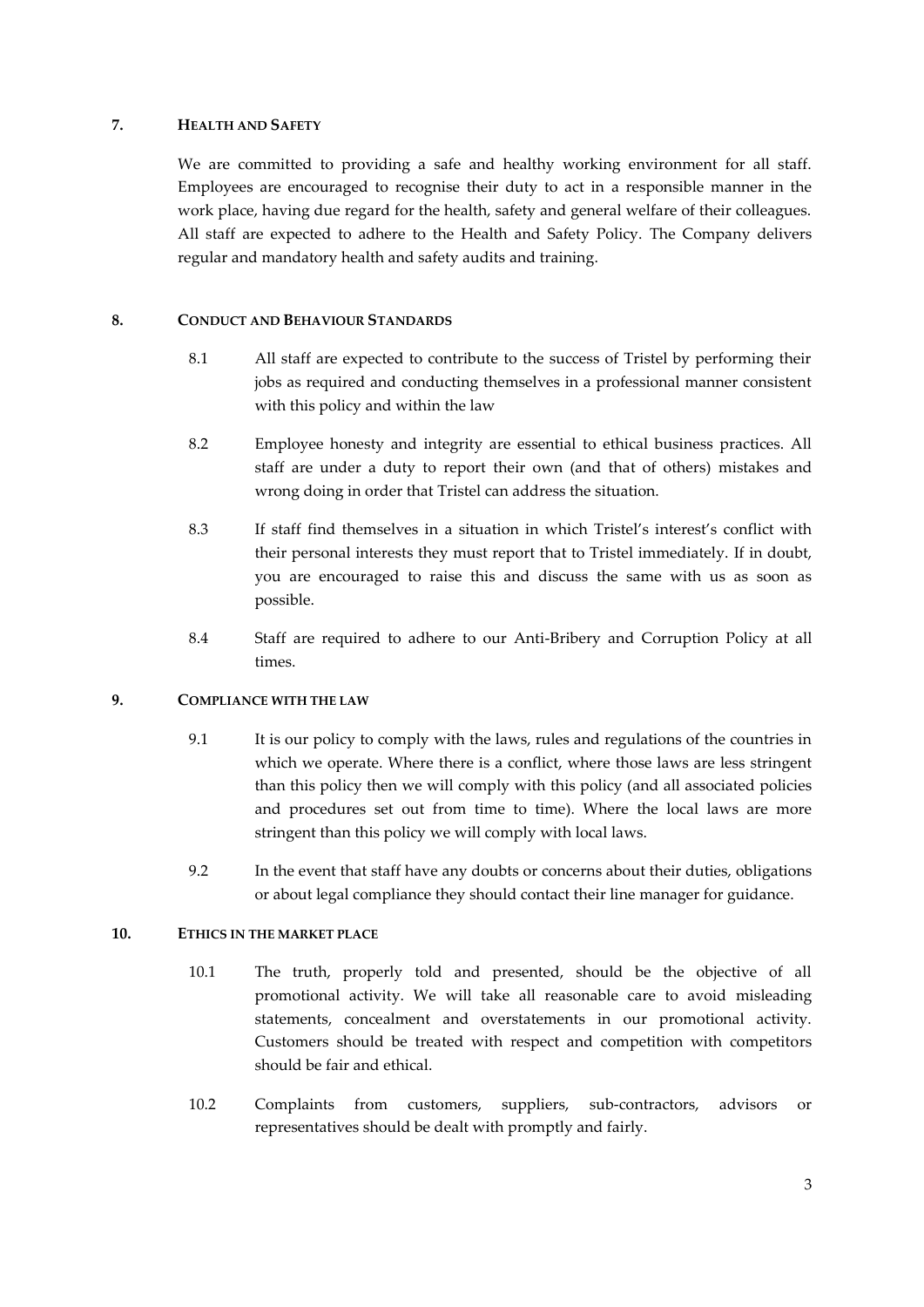## 7. HEALTH AND SAFETY

We are committed to providing a safe and healthy working environment for all staff. Employees are encouraged to recognise their duty to act in a responsible manner in the work place, having due regard for the health, safety and general welfare of their colleagues. All staff are expected to adhere to the Health and Safety Policy. The Company delivers regular and mandatory health and safety audits and training.

## 8. CONDUCT AND BEHAVIOUR STANDARDS

8.1 All staff are expected to contribute to the success of Tristel by performing their jobs as required and conducting themselves in a professional manner consistent with this policy and within the law

8.2 Employee honesty and integrity are essential to ethical business practices. All staff are under a duty to report their own (and that of others) mistakes and wrong doing in order that Tristel can address the situation.

8.3 If staff find themselves in a situation in which Tristel's interest's conflict with their personal interests they must report that to Tristel immediately. If in doubt, you are encouraged to raise this and discuss the same with us as soon as possible.

8.4 Staff are required to adhere to our Anti-Bribery and Corruption Policy at all times.

## 9. COMPLIANCE WITH THE LAW

9.1 It is our policy to comply with the laws, rules and regulations of the countries in which we operate. Where there is a conflict, where those laws are less stringent than this policy then we will comply with this policy (and all associated policies and procedures set out from time to time). Where the local laws are more stringent than this policy we will comply with local laws.

9.2 In the event that staff have any doubts or concerns about their duties, obligations or about legal compliance they should contact their line manager for guidance.

## 10. ETHICS IN THE MARKET PLACE

10.1 The truth, properly told and presented, should be the objective of all promotional activity. We will take all reasonable care to avoid misleading statements, concealment and overstatements in our promotional activity. Customers should be treated with respect and competition with competitors should be fair and ethical.

10.2 Complaints from customers, suppliers, sub-contractors, advisors or representatives should be dealt with promptly and fairly.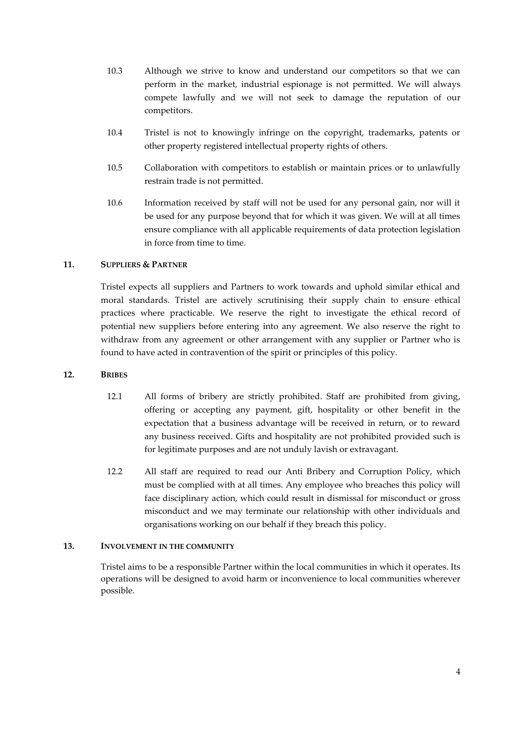10.3 Although we strive to know and understand our competitors so that we can perform in the market, industrial espionage is not permitted. We will always compete lawfully and we will not seek to damage the reputation of our competitors.

10.4 Tristel is not to knowingly infringe on the copyright, trademarks, patents or other property registered intellectual property rights of others.

10.5 Collaboration with competitors to establish or maintain prices or to unlawfully restrain trade is not permitted.

10.6 Information received by staff will not be used for any personal gain, nor will it be used for any purpose beyond that for which it was given. We will at all times ensure compliance with all applicable requirements of data protection legislation in force from time to time.

## 11. SUPPLIERS & PARTNER

Tristel expects all suppliers and Partners to work towards and uphold similar ethical and moral standards. Tristel are actively scrutinising their supply chain to ensure ethical practices where practicable. We reserve the right to investigate the ethical record of potential new suppliers before entering into any agreement. We also reserve the right to withdraw from any agreement or other arrangement with any supplier or Partner who is found to have acted in contravention of the spirit or principles of this policy.

## 12. BRIBES

12.1 All forms of bribery are strictly prohibited. Staff are prohibited from giving, offering or accepting any payment, gift, hospitality or other benefit in the expectation that a business advantage will be received in return, or to reward any business received. Gifts and hospitality are not prohibited provided such is for legitimate purposes and are not unduly lavish or extravagant.

12.2 All staff are required to read our Anti Bribery and Corruption Policy, which must be complied with at all times. Any employee who breaches this policy will face disciplinary action, which could result in dismissal for misconduct or gross misconduct and we may terminate our relationship with other individuals and organisations working on our behalf if they breach this policy.

## 13. INVOLVEMENT IN THE COMMUNITY

Tristel aims to be a responsible Partner within the local communities in which it operates. Its operations will be designed to avoid harm or inconvenience to local communities wherever possible.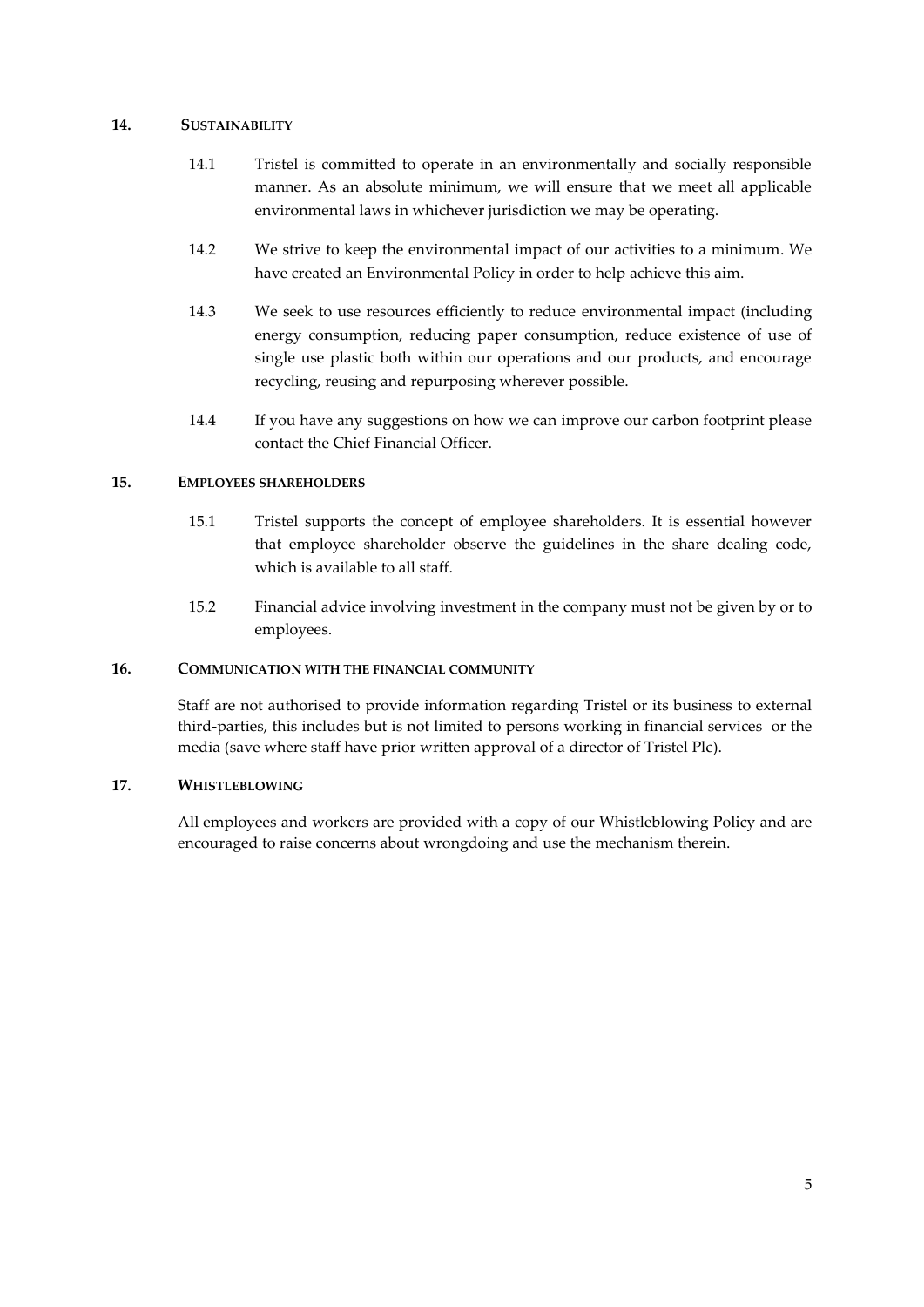## 14. SUSTAINABILITY

14.1 Tristel is committed to operate in an environmentally and socially responsible manner. As an absolute minimum, we will ensure that we meet all applicable environmental laws in whichever jurisdiction we may be operating.

14.2 We strive to keep the environmental impact of our activities to a minimum. We have created an Environmental Policy in order to help achieve this aim.

14.3 We seek to use resources efficiently to reduce environmental impact (including energy consumption, reducing paper consumption, reduce existence of use of single use plastic both within our operations and our products, and encourage recycling, reusing and repurposing wherever possible.

14.4 If you have any suggestions on how we can improve our carbon footprint please contact the Chief Financial Officer.

## 15. EMPLOYEES SHAREHOLDERS

15.1 Tristel supports the concept of employee shareholders. It is essential however that employee shareholder observe the guidelines in the share dealing code, which is available to all staff.

15.2 Financial advice involving investment in the company must not be given by or to employees.

## 16. COMMUNICATION WITH THE FINANCIAL COMMUNITY

Staff are not authorised to provide information regarding Tristel or its business to external third-parties, this includes but is not limited to persons working in financial services or the media (save where staff have prior written approval of a director of Tristel Plc).

## 17. WHISTLEBLOWING

All employees and workers are provided with a copy of our Whistleblowing Policy and are encouraged to raise concerns about wrongdoing and use the mechanism therein.